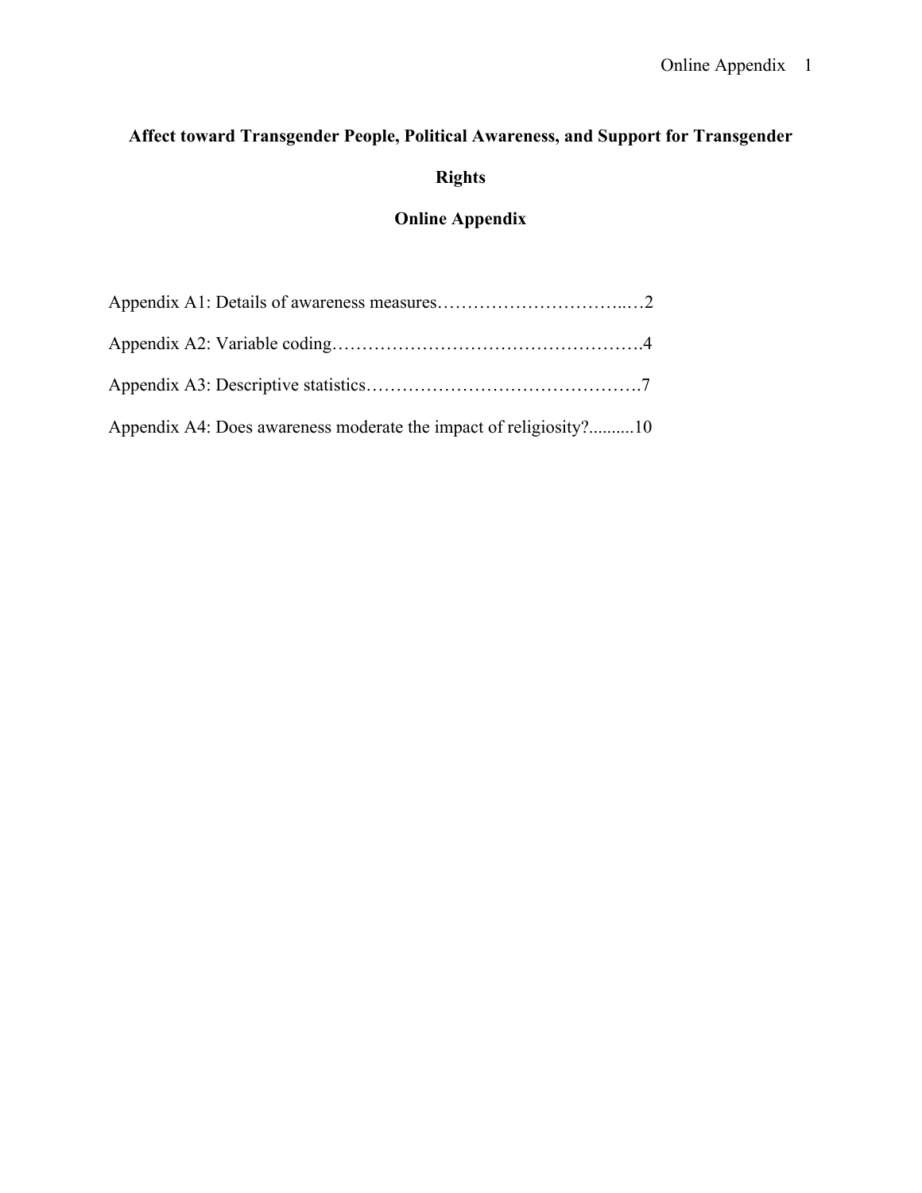# Affect toward Transgender People, Political Awareness, and Support for Transgender Rights

## Online Appendix

Appendix A1: Details of awareness measures………………………….…2

Appendix A2: Variable coding…………………………………………….4

Appendix A3: Descriptive statistics………………………………………7

Appendix A4: Does awareness moderate the impact of religiosity?..........10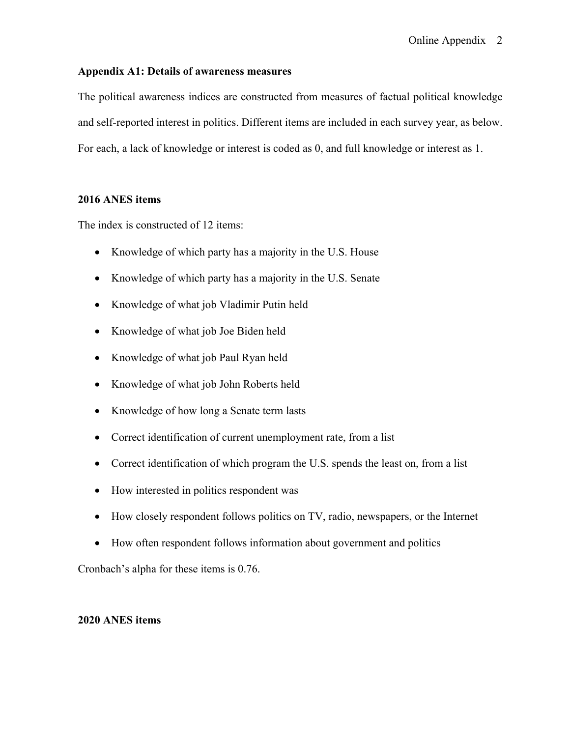### Appendix A1: Details of awareness measures

The political awareness indices are constructed from measures of factual political knowledge and self-reported interest in politics. Different items are included in each survey year, as below. For each, a lack of knowledge or interest is coded as 0, and full knowledge or interest as 1.

### 2016 ANES items

The index is constructed of 12 items:

- Knowledge of which party has a majority in the U.S. House
- Knowledge of which party has a majority in the U.S. Senate
- Knowledge of what job Vladimir Putin held
- Knowledge of what job Joe Biden held
- Knowledge of what job Paul Ryan held
- Knowledge of what job John Roberts held
- Knowledge of how long a Senate term lasts
- Correct identification of current unemployment rate, from a list
- Correct identification of which program the U.S. spends the least on, from a list
- How interested in politics respondent was
- How closely respondent follows politics on TV, radio, newspapers, or the Internet
- How often respondent follows information about government and politics

Cronbach's alpha for these items is 0.76.

### 2020 ANES items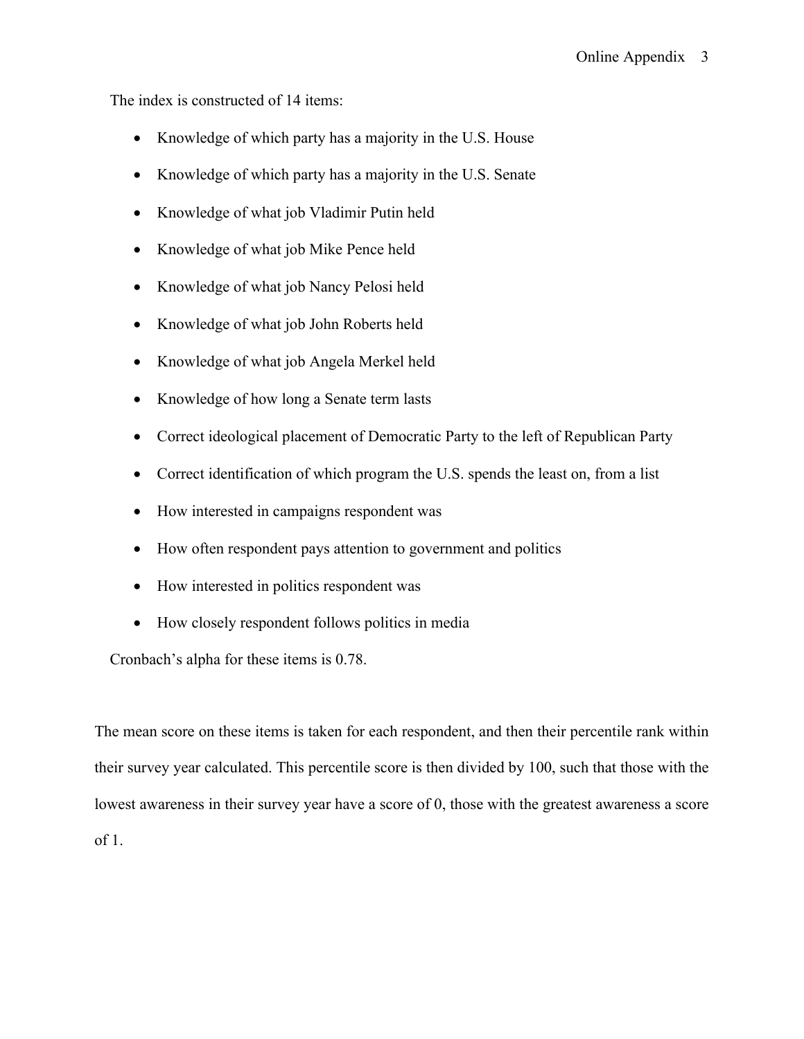The index is constructed of 14 items:

- Knowledge of which party has a majority in the U.S. House
- Knowledge of which party has a majority in the U.S. Senate
- Knowledge of what job Vladimir Putin held
- Knowledge of what job Mike Pence held
- Knowledge of what job Nancy Pelosi held
- Knowledge of what job John Roberts held
- Knowledge of what job Angela Merkel held
- Knowledge of how long a Senate term lasts
- Correct ideological placement of Democratic Party to the left of Republican Party
- Correct identification of which program the U.S. spends the least on, from a list
- How interested in campaigns respondent was
- How often respondent pays attention to government and politics
- How interested in politics respondent was
- How closely respondent follows politics in media

Cronbach's alpha for these items is 0.78.

The mean score on these items is taken for each respondent, and then their percentile rank within their survey year calculated. This percentile score is then divided by 100, such that those with the lowest awareness in their survey year have a score of 0, those with the greatest awareness a score of 1.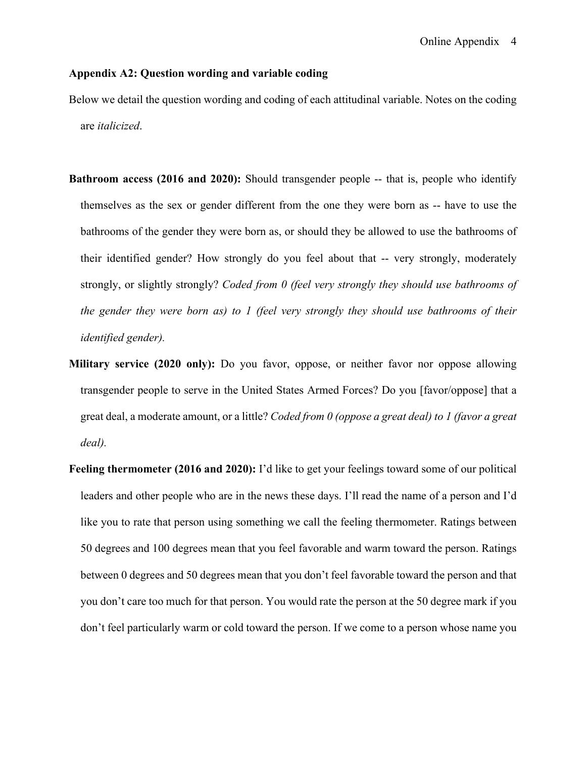## Appendix A2: Question wording and variable coding

Below we detail the question wording and coding of each attitudinal variable. Notes on the coding are *italicized*.

**Bathroom access (2016 and 2020):** Should transgender people -- that is, people who identify themselves as the sex or gender different from the one they were born as -- have to use the bathrooms of the gender they were born as, or should they be allowed to use the bathrooms of their identified gender? How strongly do you feel about that -- very strongly, moderately strongly, or slightly strongly? *Coded from 0 (feel very strongly they should use bathrooms of the gender they were born as) to 1 (feel very strongly they should use bathrooms of their identified gender).*

**Military service (2020 only):** Do you favor, oppose, or neither favor nor oppose allowing transgender people to serve in the United States Armed Forces? Do you [favor/oppose] that a great deal, a moderate amount, or a little? *Coded from 0 (oppose a great deal) to 1 (favor a great deal).*

**Feeling thermometer (2016 and 2020):** I'd like to get your feelings toward some of our political leaders and other people who are in the news these days. I'll read the name of a person and I'd like you to rate that person using something we call the feeling thermometer. Ratings between 50 degrees and 100 degrees mean that you feel favorable and warm toward the person. Ratings between 0 degrees and 50 degrees mean that you don't feel favorable toward the person and that you don't care too much for that person. You would rate the person at the 50 degree mark if you don't feel particularly warm or cold toward the person. If we come to a person whose name you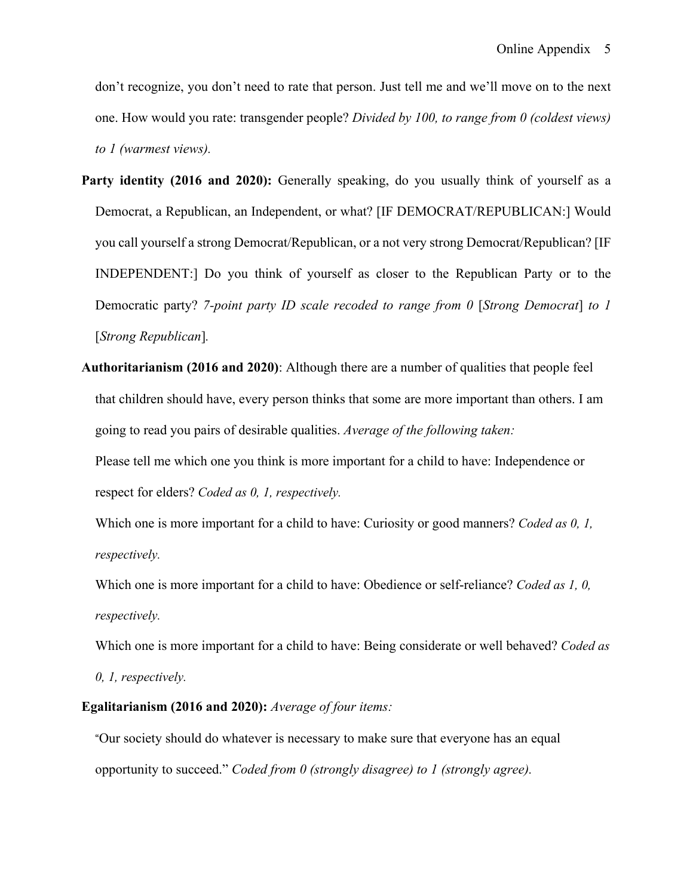don't recognize, you don't need to rate that person. Just tell me and we'll move on to the next one. How would you rate: transgender people? *Divided by 100, to range from 0 (coldest views) to 1 (warmest views).*

**Party identity (2016 and 2020):** Generally speaking, do you usually think of yourself as a Democrat, a Republican, an Independent, or what? [IF DEMOCRAT/REPUBLICAN:] Would you call yourself a strong Democrat/Republican, or a not very strong Democrat/Republican? [IF INDEPENDENT:] Do you think of yourself as closer to the Republican Party or to the Democratic party? *7-point party ID scale recoded to range from 0* [*Strong Democrat*] *to 1* [*Strong Republican*]*.*

**Authoritarianism (2016 and 2020)**: Although there are a number of qualities that people feel that children should have, every person thinks that some are more important than others. I am going to read you pairs of desirable qualities. *Average of the following taken:*

Please tell me which one you think is more important for a child to have: Independence or respect for elders? *Coded as 0, 1, respectively.*

Which one is more important for a child to have: Curiosity or good manners? *Coded as 0, 1, respectively.*

Which one is more important for a child to have: Obedience or self-reliance? *Coded as 1, 0, respectively.*

Which one is more important for a child to have: Being considerate or well behaved? *Coded as 0, 1, respectively.*

**Egalitarianism (2016 and 2020):** *Average of four items:*

"Our society should do whatever is necessary to make sure that everyone has an equal opportunity to succeed." *Coded from 0 (strongly disagree) to 1 (strongly agree).*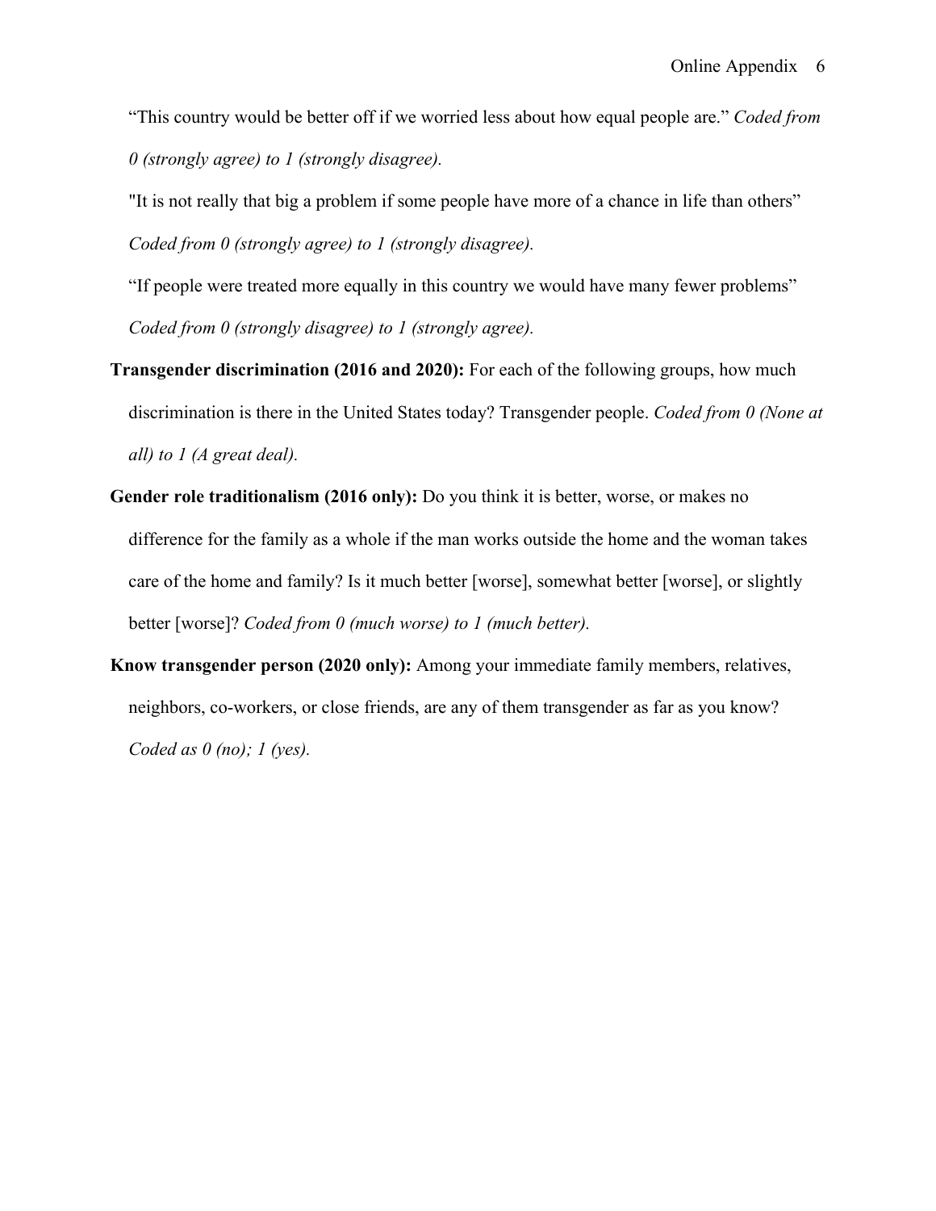“This country would be better off if we worried less about how equal people are.” *Coded from 0 (strongly agree) to 1 (strongly disagree).*

"It is not really that big a problem if some people have more of a chance in life than others” *Coded from 0 (strongly agree) to 1 (strongly disagree).*

“If people were treated more equally in this country we would have many fewer problems” *Coded from 0 (strongly disagree) to 1 (strongly agree).*

**Transgender discrimination (2016 and 2020):** For each of the following groups, how much discrimination is there in the United States today? Transgender people. *Coded from 0 (None at all) to 1 (A great deal).*

**Gender role traditionalism (2016 only):** Do you think it is better, worse, or makes no difference for the family as a whole if the man works outside the home and the woman takes care of the home and family? Is it much better [worse], somewhat better [worse], or slightly better [worse]? *Coded from 0 (much worse) to 1 (much better).*

**Know transgender person (2020 only):** Among your immediate family members, relatives, neighbors, co-workers, or close friends, are any of them transgender as far as you know? *Coded as 0 (no); 1 (yes).*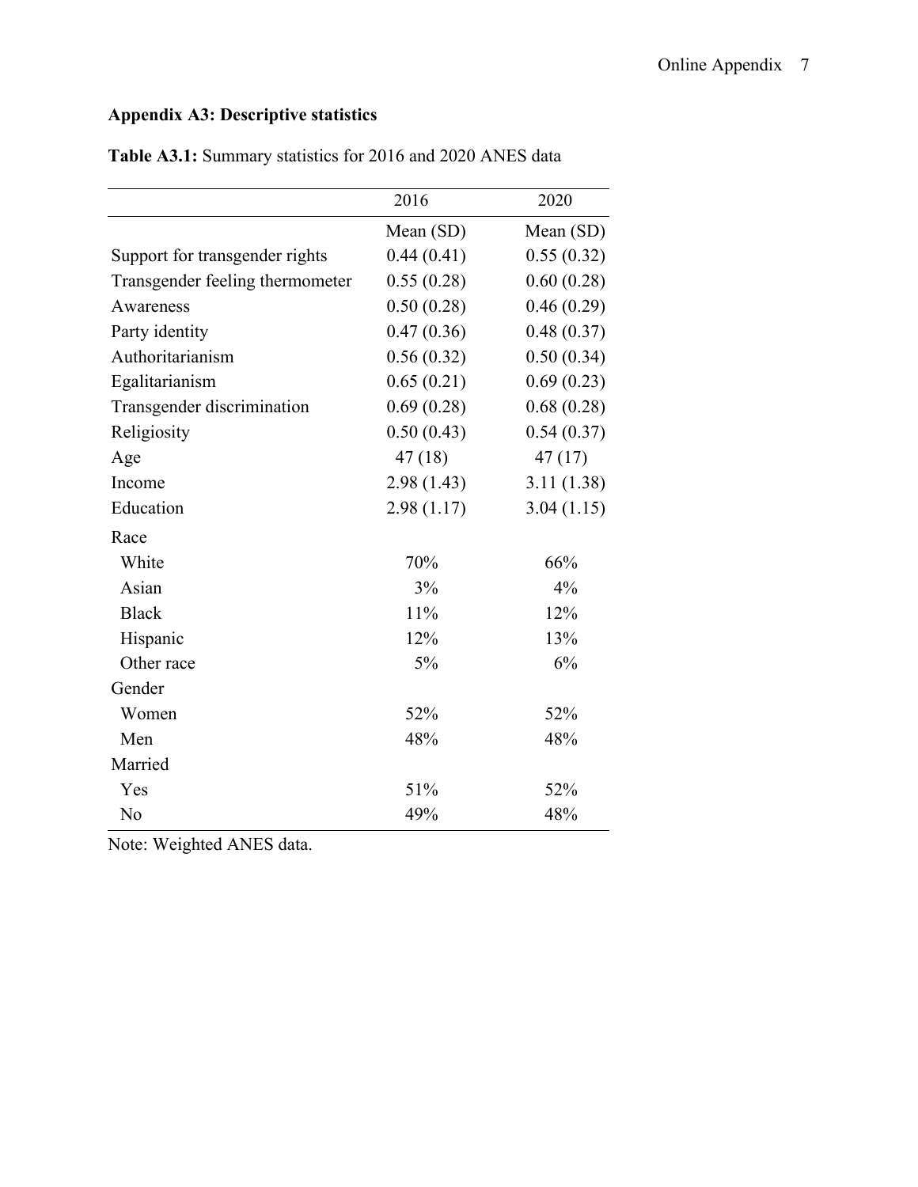## Appendix A3: Descriptive statistics

**Table A3.1:** Summary statistics for 2016 and 2020 ANES data

| | 2016 | 2020 |
|---|---|---|
| | Mean (SD) | Mean (SD) |
| Support for transgender rights | 0.44 (0.41) | 0.55 (0.32) |
| Transgender feeling thermometer | 0.55 (0.28) | 0.60 (0.28) |
| Awareness | 0.50 (0.28) | 0.46 (0.29) |
| Party identity | 0.47 (0.36) | 0.48 (0.37) |
| Authoritarianism | 0.56 (0.32) | 0.50 (0.34) |
| Egalitarianism | 0.65 (0.21) | 0.69 (0.23) |
| Transgender discrimination | 0.69 (0.28) | 0.68 (0.28) |
| Religiosity | 0.50 (0.43) | 0.54 (0.37) |
| Age | 47 (18) | 47 (17) |
| Income | 2.98 (1.43) | 3.11 (1.38) |
| Education | 2.98 (1.17) | 3.04 (1.15) |
| Race | | |
| White | 70% | 66% |
| Asian | 3% | 4% |
| Black | 11% | 12% |
| Hispanic | 12% | 13% |
| Other race | 5% | 6% |
| Gender | | |
| Women | 52% | 52% |
| Men | 48% | 48% |
| Married | | |
| Yes | 51% | 52% |
| No | 49% | 48% |

Note: Weighted ANES data.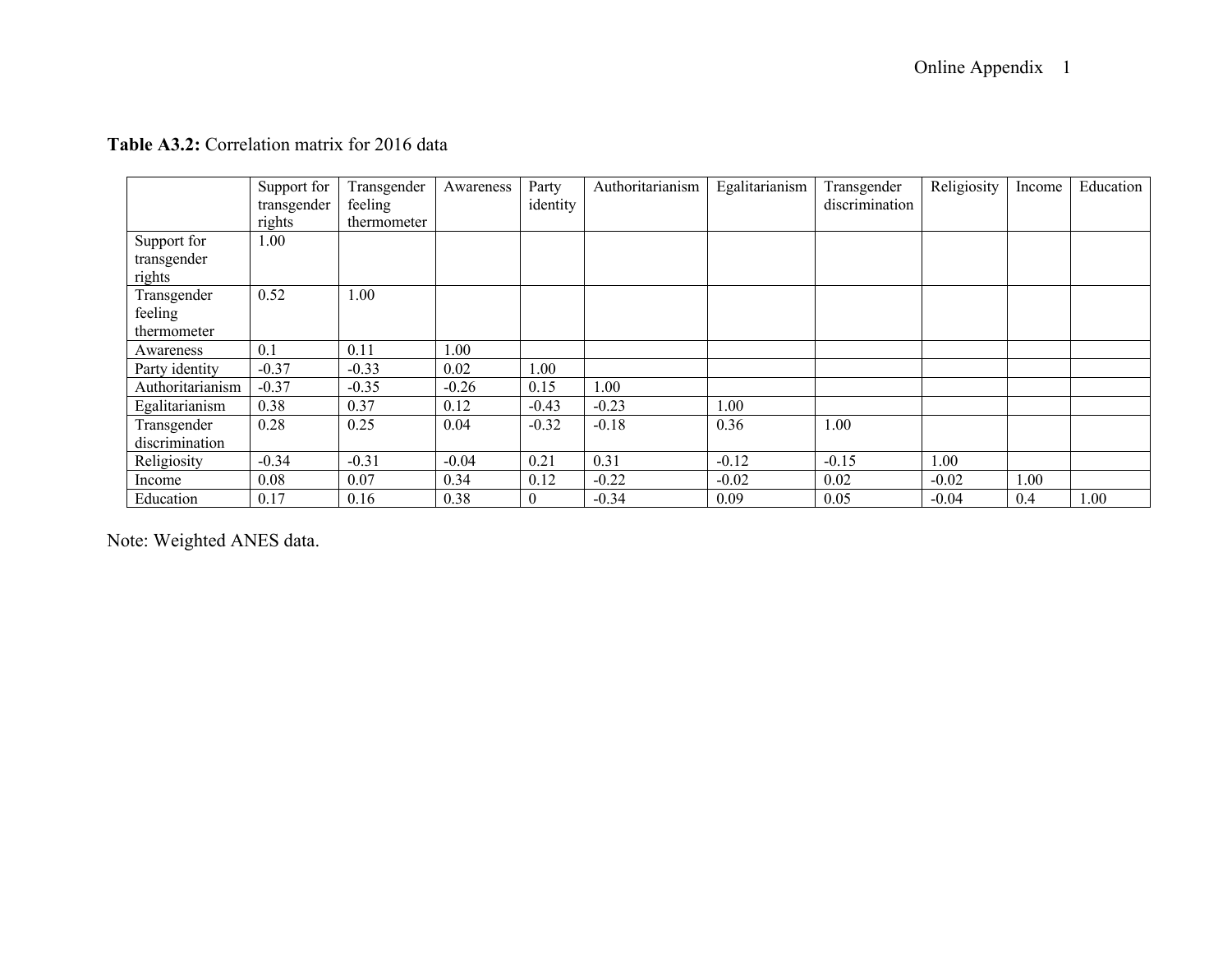**Table A3.2:** Correlation matrix for 2016 data

| | Support for transgender rights | Transgender feeling thermometer | Awareness | Party identity | Authoritarianism | Egalitarianism | Transgender discrimination | Religiosity | Income | Education |
|---|---|---|---|---|---|---|---|---|---|---|
| Support for transgender rights | 1.00 | | | | | | | | | |
| Transgender feeling thermometer | 0.52 | 1.00 | | | | | | | | |
| Awareness | 0.1 | 0.11 | 1.00 | | | | | | | |
| Party identity | -0.37 | -0.33 | 0.02 | 1.00 | | | | | | |
| Authoritarianism | -0.37 | -0.35 | -0.26 | 0.15 | 1.00 | | | | | |
| Egalitarianism | 0.38 | 0.37 | 0.12 | -0.43 | -0.23 | 1.00 | | | | |
| Transgender discrimination | 0.28 | 0.25 | 0.04 | -0.32 | -0.18 | 0.36 | 1.00 | | | |
| Religiosity | -0.34 | -0.31 | -0.04 | 0.21 | 0.31 | -0.12 | -0.15 | 1.00 | | |
| Income | 0.08 | 0.07 | 0.34 | 0.12 | -0.22 | -0.02 | 0.02 | -0.02 | 1.00 | |
| Education | 0.17 | 0.16 | 0.38 | 0 | -0.34 | 0.09 | 0.05 | -0.04 | 0.4 | 1.00 |

Note: Weighted ANES data.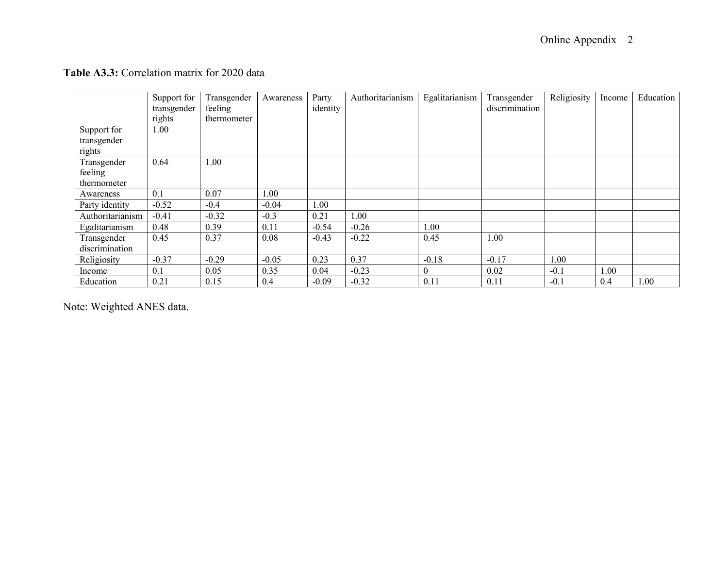**Table A3.3:** Correlation matrix for 2020 data

| | Support for transgender rights | Transgender feeling thermometer | Awareness | Party identity | Authoritarianism | Egalitarianism | Transgender discrimination | Religiosity | Income | Education |
|---|---|---|---|---|---|---|---|---|---|---|
| Support for transgender rights | 1.00 | | | | | | | | | |
| Transgender feeling thermometer | 0.64 | 1.00 | | | | | | | | |
| Awareness | 0.1 | 0.07 | 1.00 | | | | | | | |
| Party identity | -0.52 | -0.4 | -0.04 | 1.00 | | | | | | |
| Authoritarianism | -0.41 | -0.32 | -0.3 | 0.21 | 1.00 | | | | | |
| Egalitarianism | 0.48 | 0.39 | 0.11 | -0.54 | -0.26 | 1.00 | | | | |
| Transgender discrimination | 0.45 | 0.37 | 0.08 | -0.43 | -0.22 | 0.45 | 1.00 | | | |
| Religiosity | -0.37 | -0.29 | -0.05 | 0.23 | 0.37 | -0.18 | -0.17 | 1.00 | | |
| Income | 0.1 | 0.05 | 0.35 | 0.04 | -0.23 | 0 | 0.02 | -0.1 | 1.00 | |
| Education | 0.21 | 0.15 | 0.4 | -0.09 | -0.32 | 0.11 | 0.11 | -0.1 | 0.4 | 1.00 |

Note: Weighted ANES data.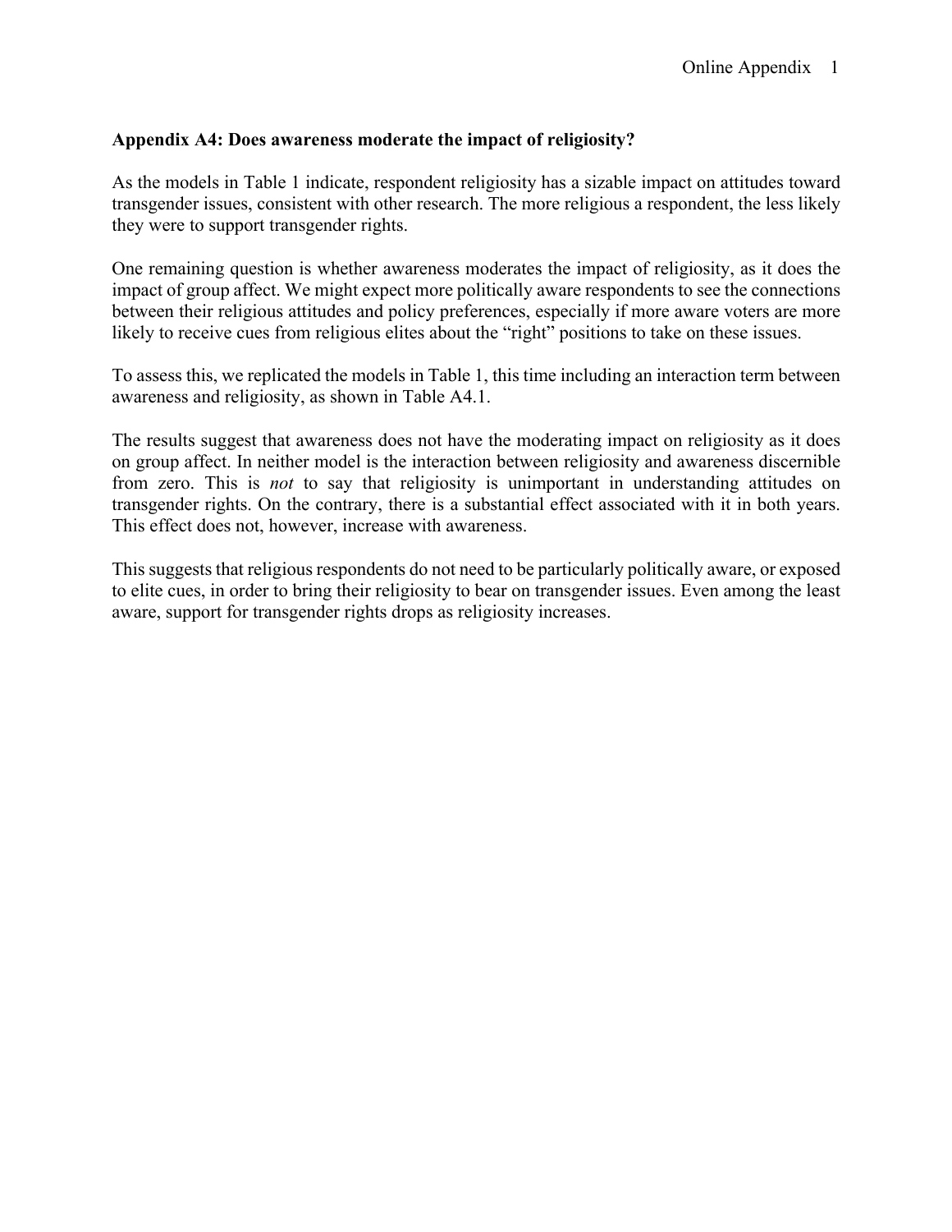### Appendix A4: Does awareness moderate the impact of religiosity?

As the models in Table 1 indicate, respondent religiosity has a sizable impact on attitudes toward transgender issues, consistent with other research. The more religious a respondent, the less likely they were to support transgender rights.

One remaining question is whether awareness moderates the impact of religiosity, as it does the impact of group affect. We might expect more politically aware respondents to see the connections between their religious attitudes and policy preferences, especially if more aware voters are more likely to receive cues from religious elites about the "right" positions to take on these issues.

To assess this, we replicated the models in Table 1, this time including an interaction term between awareness and religiosity, as shown in Table A4.1.

The results suggest that awareness does not have the moderating impact on religiosity as it does on group affect. In neither model is the interaction between religiosity and awareness discernible from zero. This is *not* to say that religiosity is unimportant in understanding attitudes on transgender rights. On the contrary, there is a substantial effect associated with it in both years. This effect does not, however, increase with awareness.

This suggests that religious respondents do not need to be particularly politically aware, or exposed to elite cues, in order to bring their religiosity to bear on transgender issues. Even among the least aware, support for transgender rights drops as religiosity increases.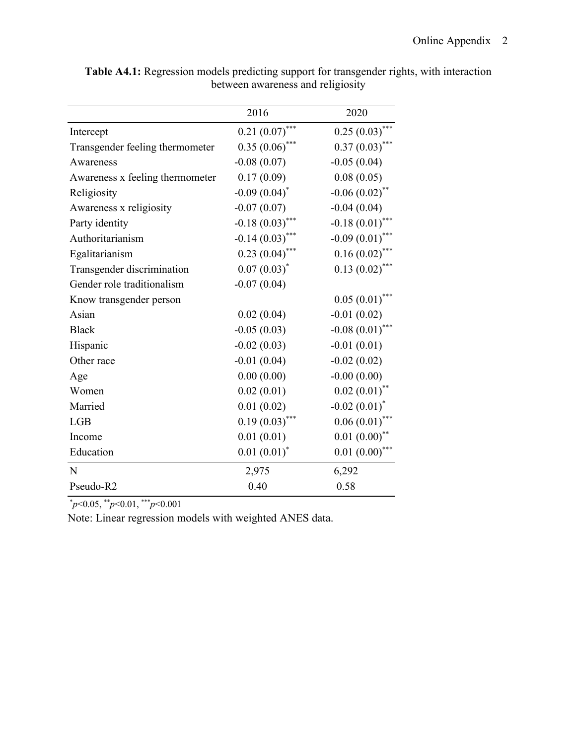**Table A4.1:** Regression models predicting support for transgender rights, with interaction between awareness and religiosity

| | 2016 | 2020 |
|---|---|---|
| Intercept | 0.21 (0.07)*** | 0.25 (0.03)*** |
| Transgender feeling thermometer | 0.35 (0.06)*** | 0.37 (0.03)*** |
| Awareness | -0.08 (0.07) | -0.05 (0.04) |
| Awareness x feeling thermometer | 0.17 (0.09) | 0.08 (0.05) |
| Religiosity | -0.09 (0.04)* | -0.06 (0.02)** |
| Awareness x religiosity | -0.07 (0.07) | -0.04 (0.04) |
| Party identity | -0.18 (0.03)*** | -0.18 (0.01)*** |
| Authoritarianism | -0.14 (0.03)*** | -0.09 (0.01)*** |
| Egalitarianism | 0.23 (0.04)*** | 0.16 (0.02)*** |
| Transgender discrimination | 0.07 (0.03)* | 0.13 (0.02)*** |
| Gender role traditionalism | -0.07 (0.04) | |
| Know transgender person | | 0.05 (0.01)*** |
| Asian | 0.02 (0.04) | -0.01 (0.02) |
| Black | -0.05 (0.03) | -0.08 (0.01)*** |
| Hispanic | -0.02 (0.03) | -0.01 (0.01) |
| Other race | -0.01 (0.04) | -0.02 (0.02) |
| Age | 0.00 (0.00) | -0.00 (0.00) |
| Women | 0.02 (0.01) | 0.02 (0.01)** |
| Married | 0.01 (0.02) | -0.02 (0.01)* |
| LGB | 0.19 (0.03)*** | 0.06 (0.01)*** |
| Income | 0.01 (0.01) | 0.01 (0.00)** |
| Education | 0.01 (0.01)* | 0.01 (0.00)*** |
| N | 2,975 | 6,292 |
| Pseudo-R2 | 0.40 | 0.58 |

*$p<0.05$, **$p<0.01$, ***$p<0.001$

Note: Linear regression models with weighted ANES data.